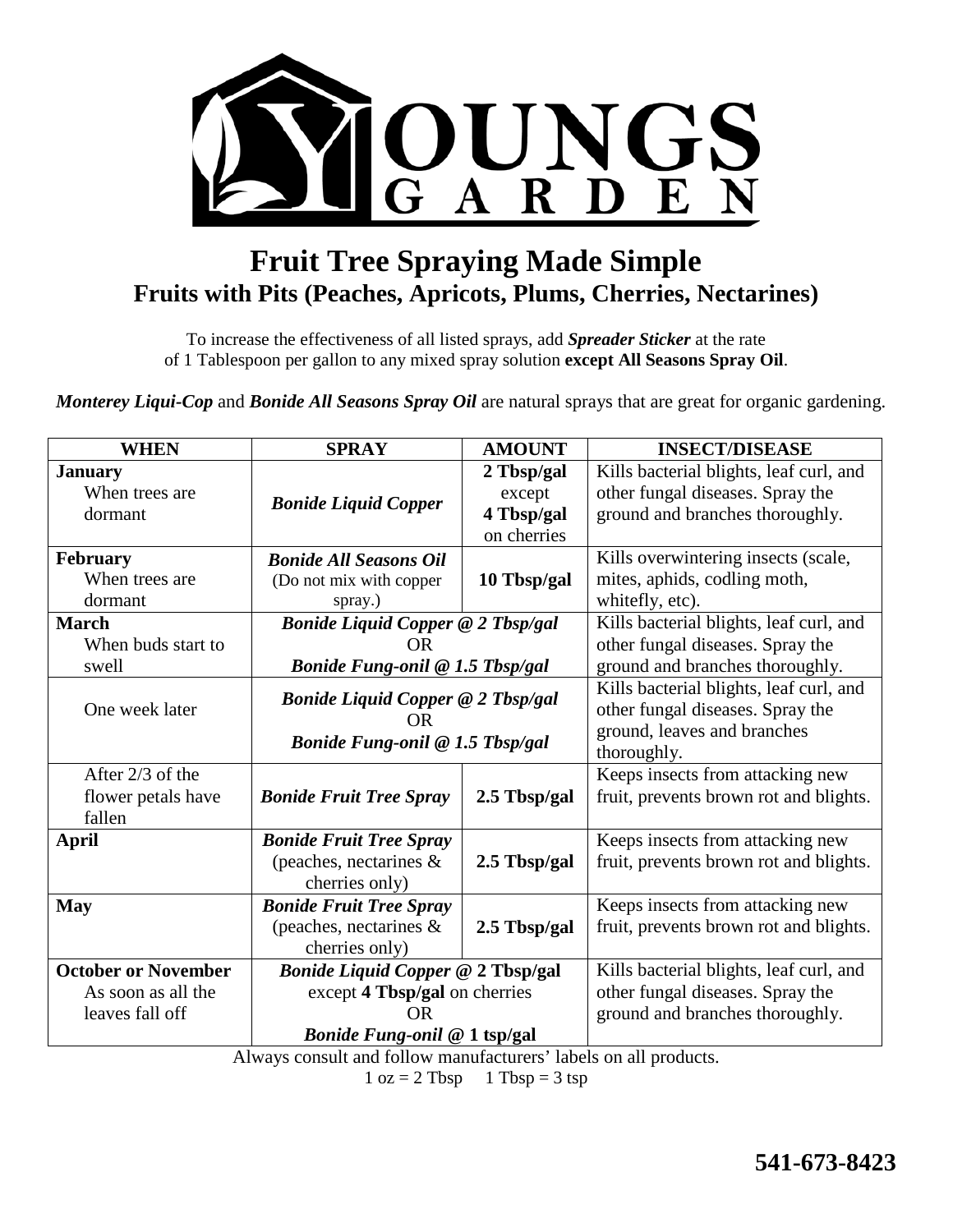# YOUNGS GARDEN

# Fruit Tree Spraying Made Simple

## Fruits with Pits (Peaches, Apricots, Plums, Cherries, Nectarines)

To increase the effectiveness of all listed sprays, add ***Spreader Sticker*** at the rate of 1 Tablespoon per gallon to any mixed spray solution **except All Seasons Spray Oil**.

***Monterey Liqui-Cop*** and ***Bonide All Seasons Spray Oil*** are natural sprays that are great for organic gardening.

| WHEN | SPRAY | AMOUNT | INSECT/DISEASE |
|---|---|---|---|
| **January** When trees are dormant | ***Bonide Liquid Copper*** | **2 Tbsp/gal** except **4 Tbsp/gal** on cherries | Kills bacterial blights, leaf curl, and other fungal diseases. Spray the ground and branches thoroughly. |
| **February** When trees are dormant | ***Bonide All Seasons Oil*** (Do not mix with copper spray.) | **10 Tbsp/gal** | Kills overwintering insects (scale, mites, aphids, codling moth, whitefly, etc). |
| **March** When buds start to swell | ***Bonide Liquid Copper @ 2 Tbsp/gal*** OR ***Bonide Fung-onil @ 1.5 Tbsp/gal*** | | Kills bacterial blights, leaf curl, and other fungal diseases. Spray the ground and branches thoroughly. |
| One week later | ***Bonide Liquid Copper @ 2 Tbsp/gal*** OR ***Bonide Fung-onil @ 1.5 Tbsp/gal*** | | Kills bacterial blights, leaf curl, and other fungal diseases. Spray the ground, leaves and branches thoroughly. |
| After 2/3 of the flower petals have fallen | ***Bonide Fruit Tree Spray*** | **2.5 Tbsp/gal** | Keeps insects from attacking new fruit, prevents brown rot and blights. |
| **April** | ***Bonide Fruit Tree Spray*** (peaches, nectarines & cherries only) | **2.5 Tbsp/gal** | Keeps insects from attacking new fruit, prevents brown rot and blights. |
| **May** | ***Bonide Fruit Tree Spray*** (peaches, nectarines & cherries only) | **2.5 Tbsp/gal** | Keeps insects from attacking new fruit, prevents brown rot and blights. |
| **October or November** As soon as all the leaves fall off | ***Bonide Liquid Copper @* 2 Tbsp/gal** except **4 Tbsp/gal** on cherries OR ***Bonide Fung-onil @* 1 tsp/gal** | | Kills bacterial blights, leaf curl, and other fungal diseases. Spray the ground and branches thoroughly. |

Always consult and follow manufacturers' labels on all products.

1 oz = 2 Tbsp     1 Tbsp = 3 tsp

**541-673-8423**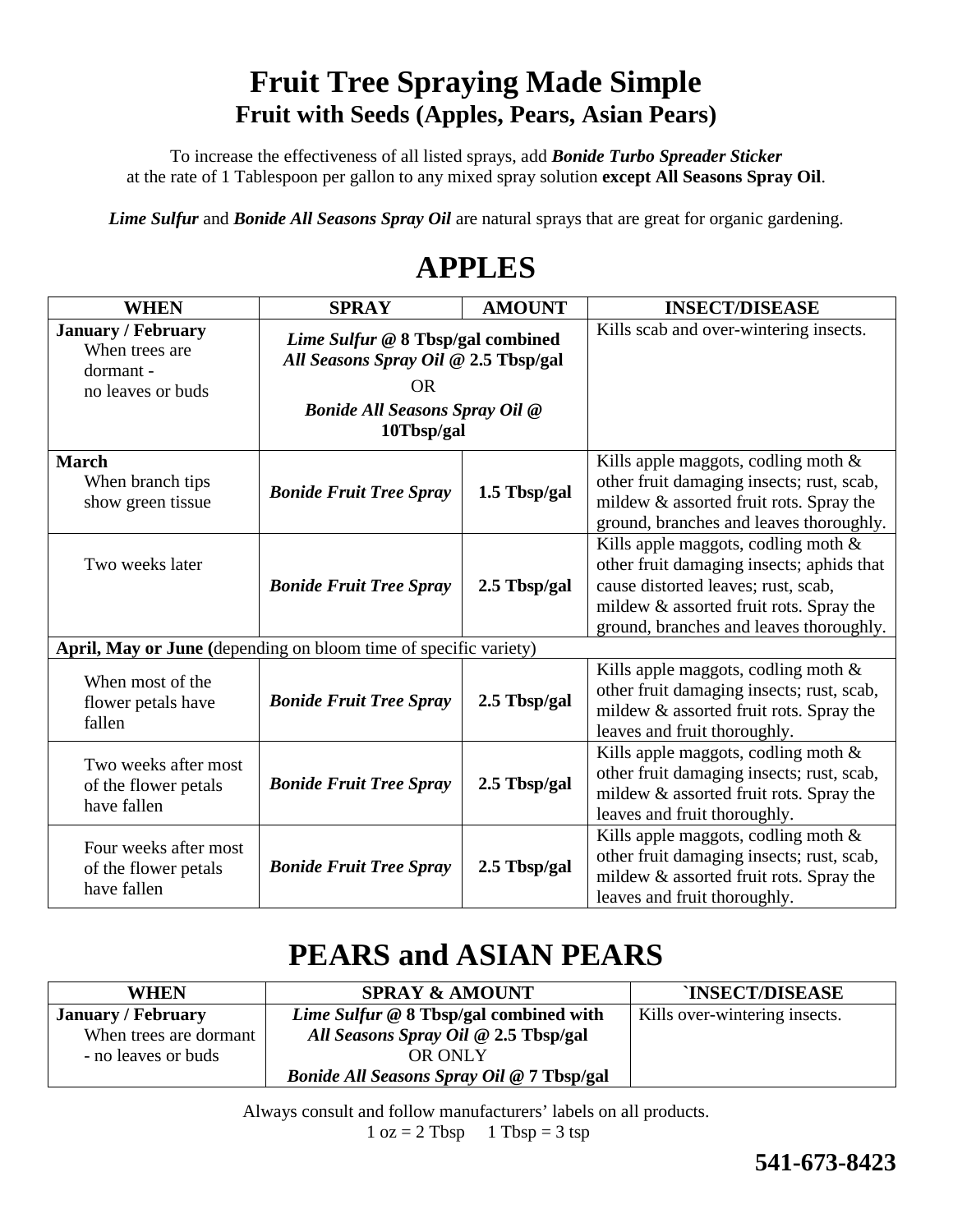# Fruit Tree Spraying Made Simple

## Fruit with Seeds (Apples, Pears, Asian Pears)

To increase the effectiveness of all listed sprays, add ***Bonide Turbo Spreader Sticker*** at the rate of 1 Tablespoon per gallon to any mixed spray solution **except All Seasons Spray Oil**.

***Lime Sulfur*** and ***Bonide All Seasons Spray Oil*** are natural sprays that are great for organic gardening.

# APPLES

| WHEN | SPRAY | AMOUNT | INSECT/DISEASE |
|---|---|---|---|
| **January / February** When trees are dormant - no leaves or buds | ***Lime Sulfur @ 8 Tbsp/gal combined All Seasons Spray Oil @ 2.5 Tbsp/gal*** OR ***Bonide All Seasons Spray Oil @*** **10Tbsp/gal** | | Kills scab and over-wintering insects. |
| **March** When branch tips show green tissue | ***Bonide Fruit Tree Spray*** | **1.5 Tbsp/gal** | Kills apple maggots, codling moth & other fruit damaging insects; rust, scab, mildew & assorted fruit rots. Spray the ground, branches and leaves thoroughly. |
| Two weeks later | ***Bonide Fruit Tree Spray*** | **2.5 Tbsp/gal** | Kills apple maggots, codling moth & other fruit damaging insects; aphids that cause distorted leaves; rust, scab, mildew & assorted fruit rots. Spray the ground, branches and leaves thoroughly. |
| **April, May or June (**depending on bloom time of specific variety) | | | |
| When most of the flower petals have fallen | ***Bonide Fruit Tree Spray*** | **2.5 Tbsp/gal** | Kills apple maggots, codling moth & other fruit damaging insects; rust, scab, mildew & assorted fruit rots. Spray the leaves and fruit thoroughly. |
| Two weeks after most of the flower petals have fallen | ***Bonide Fruit Tree Spray*** | **2.5 Tbsp/gal** | Kills apple maggots, codling moth & other fruit damaging insects; rust, scab, mildew & assorted fruit rots. Spray the leaves and fruit thoroughly. |
| Four weeks after most of the flower petals have fallen | ***Bonide Fruit Tree Spray*** | **2.5 Tbsp/gal** | Kills apple maggots, codling moth & other fruit damaging insects; rust, scab, mildew & assorted fruit rots. Spray the leaves and fruit thoroughly. |

# PEARS and ASIAN PEARS

| WHEN | SPRAY & AMOUNT | `INSECT/DISEASE |
|---|---|---|
| **January / February** When trees are dormant - no leaves or buds | ***Lime Sulfur @ 8 Tbsp/gal combined with All Seasons Spray Oil @ 2.5 Tbsp/gal*** OR ONLY ***Bonide All Seasons Spray Oil @ 7 Tbsp/gal*** | Kills over-wintering insects. |

Always consult and follow manufacturers' labels on all products.

1 oz = 2 Tbsp     1 Tbsp = 3 tsp

**541-673-8423**